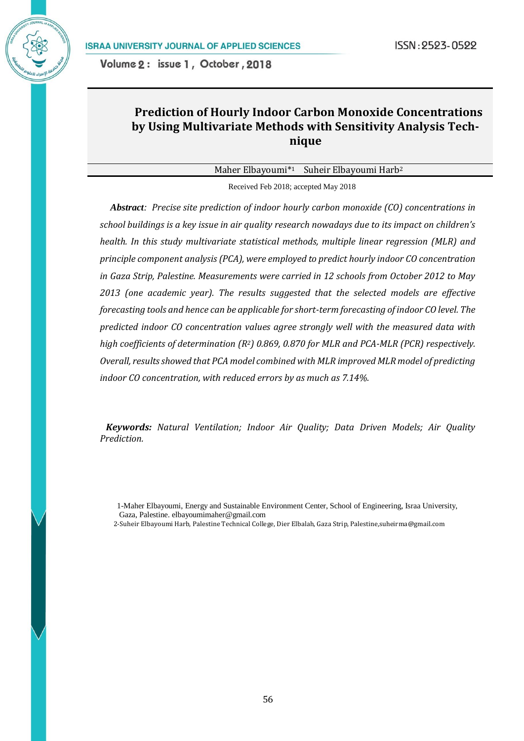# Prediction of Hourly Indoor Carbon Monoxide Concentrations by Using Multivariate Methods with Sensitivity Analysis Technique

Maher Elbayoumi*[1] Suheir Elbayoumi Harb[2]

Received Feb 2018; accepted May 2018

***Abstract**: Precise site prediction of indoor hourly carbon monoxide (CO) concentrations in school buildings is a key issue in air quality research nowadays due to its impact on children's health. In this study multivariate statistical methods, multiple linear regression (MLR) and principle component analysis (PCA), were employed to predict hourly indoor CO concentration in Gaza Strip, Palestine. Measurements were carried in 12 schools from October 2012 to May 2013 (one academic year). The results suggested that the selected models are effective forecasting tools and hence can be applicable for short-term forecasting of indoor CO level. The predicted indoor CO concentration values agree strongly well with the measured data with high coefficients of determination ($R^2$) 0.869, 0.870 for MLR and PCA-MLR (PCR) respectively. Overall, results showed that PCA model combined with MLR improved MLR model of predicting indoor CO concentration, with reduced errors by as much as 7.14%.*

***Keywords:** Natural Ventilation; Indoor Air Quality; Data Driven Models; Air Quality Prediction.*

1-Maher Elbayoumi, Energy and Sustainable Environment Center, School of Engineering, Israa University, Gaza, Palestine. elbayoumimaher@gmail.com

2-Suheir Elbayoumi Harb, Palestine Technical College, Dier Elbalah, Gaza Strip, Palestine,suheirma@gmail.com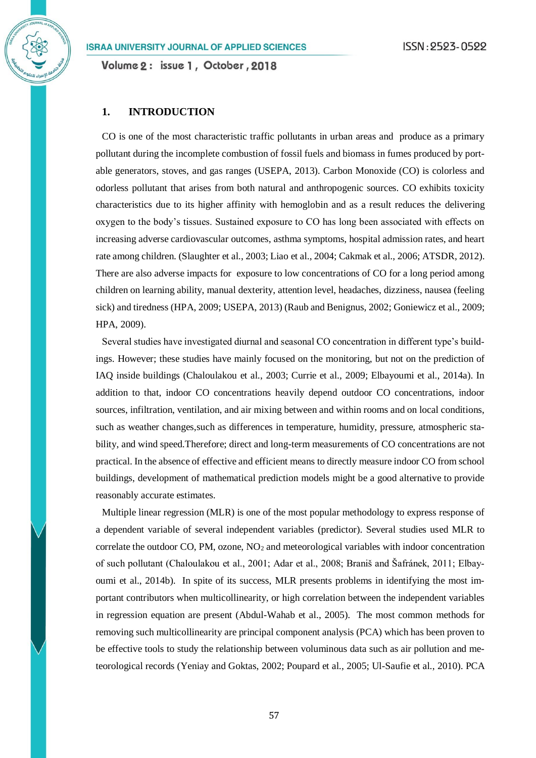## 1. INTRODUCTION

CO is one of the most characteristic traffic pollutants in urban areas and produce as a primary pollutant during the incomplete combustion of fossil fuels and biomass in fumes produced by portable generators, stoves, and gas ranges (USEPA, 2013). Carbon Monoxide (CO) is colorless and odorless pollutant that arises from both natural and anthropogenic sources. CO exhibits toxicity characteristics due to its higher affinity with hemoglobin and as a result reduces the delivering oxygen to the body's tissues. Sustained exposure to CO has long been associated with effects on increasing adverse cardiovascular outcomes, asthma symptoms, hospital admission rates, and heart rate among children. (Slaughter et al., 2003; Liao et al., 2004; Cakmak et al., 2006; ATSDR, 2012). There are also adverse impacts for exposure to low concentrations of CO for a long period among children on learning ability, manual dexterity, attention level, headaches, dizziness, nausea (feeling sick) and tiredness (HPA, 2009; USEPA, 2013) (Raub and Benignus, 2002; Goniewicz et al., 2009; HPA, 2009).

Several studies have investigated diurnal and seasonal CO concentration in different type's buildings. However; these studies have mainly focused on the monitoring, but not on the prediction of IAQ inside buildings (Chaloulakou et al., 2003; Currie et al., 2009; Elbayoumi et al., 2014a). In addition to that, indoor CO concentrations heavily depend outdoor CO concentrations, indoor sources, infiltration, ventilation, and air mixing between and within rooms and on local conditions, such as weather changes,such as differences in temperature, humidity, pressure, atmospheric stability, and wind speed.Therefore; direct and long-term measurements of CO concentrations are not practical. In the absence of effective and efficient means to directly measure indoor CO from school buildings, development of mathematical prediction models might be a good alternative to provide reasonably accurate estimates.

Multiple linear regression (MLR) is one of the most popular methodology to express response of a dependent variable of several independent variables (predictor). Several studies used MLR to correlate the outdoor CO, PM, ozone, $NO_2$ and meteorological variables with indoor concentration of such pollutant (Chaloulakou et al., 2001; Adar et al., 2008; Braniš and Šafránek, 2011; Elbayoumi et al., 2014b). In spite of its success, MLR presents problems in identifying the most important contributors when multicollinearity, or high correlation between the independent variables in regression equation are present (Abdul-Wahab et al., 2005). The most common methods for removing such multicollinearity are principal component analysis (PCA) which has been proven to be effective tools to study the relationship between voluminous data such as air pollution and meteorological records (Yeniay and Goktas, 2002; Poupard et al., 2005; Ul-Saufie et al., 2010). PCA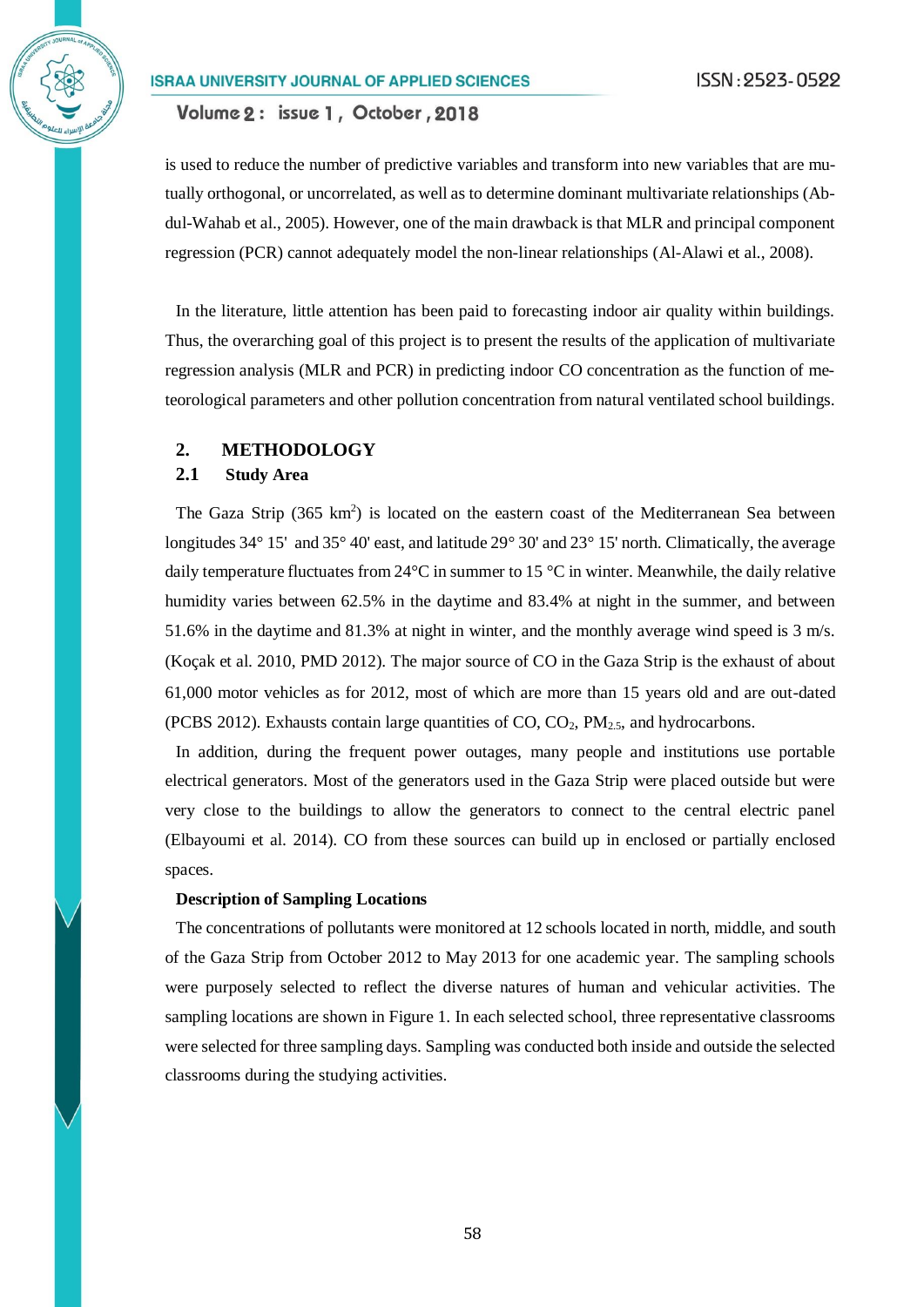is used to reduce the number of predictive variables and transform into new variables that are mutually orthogonal, or uncorrelated, as well as to determine dominant multivariate relationships (Abdul-Wahab et al., 2005). However, one of the main drawback is that MLR and principal component regression (PCR) cannot adequately model the non-linear relationships (Al-Alawi et al., 2008).

In the literature, little attention has been paid to forecasting indoor air quality within buildings. Thus, the overarching goal of this project is to present the results of the application of multivariate regression analysis (MLR and PCR) in predicting indoor CO concentration as the function of meteorological parameters and other pollution concentration from natural ventilated school buildings.

## 2. METHODOLOGY

### 2.1 Study Area

The Gaza Strip (365 $km^2$) is located on the eastern coast of the Mediterranean Sea between longitudes 34° 15' and 35° 40' east, and latitude 29° 30' and 23° 15' north. Climatically, the average daily temperature fluctuates from 24°C in summer to 15 °C in winter. Meanwhile, the daily relative humidity varies between 62.5% in the daytime and 83.4% at night in the summer, and between 51.6% in the daytime and 81.3% at night in winter, and the monthly average wind speed is 3 m/s. (Koçak et al. 2010, PMD 2012). The major source of CO in the Gaza Strip is the exhaust of about 61,000 motor vehicles as for 2012, most of which are more than 15 years old and are out-dated (PCBS 2012). Exhausts contain large quantities of CO, $CO_2$, $PM_{2.5}$, and hydrocarbons.

In addition, during the frequent power outages, many people and institutions use portable electrical generators. Most of the generators used in the Gaza Strip were placed outside but were very close to the buildings to allow the generators to connect to the central electric panel (Elbayoumi et al. 2014). CO from these sources can build up in enclosed or partially enclosed spaces.

**Description of Sampling Locations**

The concentrations of pollutants were monitored at 12 schools located in north, middle, and south of the Gaza Strip from October 2012 to May 2013 for one academic year. The sampling schools were purposely selected to reflect the diverse natures of human and vehicular activities. The sampling locations are shown in Figure 1. In each selected school, three representative classrooms were selected for three sampling days. Sampling was conducted both inside and outside the selected classrooms during the studying activities.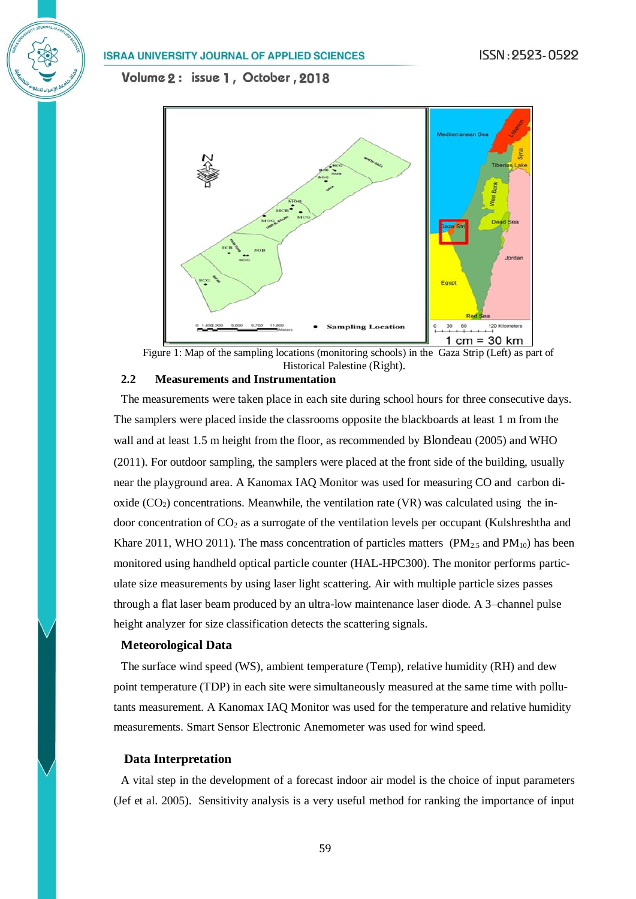Figure 1: Map of the sampling locations (monitoring schools) in the Gaza Strip (Left) as part of Historical Palestine (Right).

### 2.2 Measurements and Instrumentation

The measurements were taken place in each site during school hours for three consecutive days. The samplers were placed inside the classrooms opposite the blackboards at least 1 m from the wall and at least 1.5 m height from the floor, as recommended by Blondeau (2005) and WHO (2011). For outdoor sampling, the samplers were placed at the front side of the building, usually near the playground area. A Kanomax IAQ Monitor was used for measuring CO and carbon dioxide ($CO_2$) concentrations. Meanwhile, the ventilation rate (VR) was calculated using the indoor concentration of $CO_2$ as a surrogate of the ventilation levels per occupant (Kulshreshtha and Khare 2011, WHO 2011). The mass concentration of particles matters ($PM_{2.5}$ and $PM_{10}$) has been monitored using handheld optical particle counter (HAL-HPC300). The monitor performs particulate size measurements by using laser light scattering. Air with multiple particle sizes passes through a flat laser beam produced by an ultra-low maintenance laser diode. A 3–channel pulse height analyzer for size classification detects the scattering signals.

### Meteorological Data

The surface wind speed (WS), ambient temperature (Temp), relative humidity (RH) and dew point temperature (TDP) in each site were simultaneously measured at the same time with pollutants measurement. A Kanomax IAQ Monitor was used for the temperature and relative humidity measurements. Smart Sensor Electronic Anemometer was used for wind speed.

### Data Interpretation

A vital step in the development of a forecast indoor air model is the choice of input parameters (Jef et al. 2005). Sensitivity analysis is a very useful method for ranking the importance of input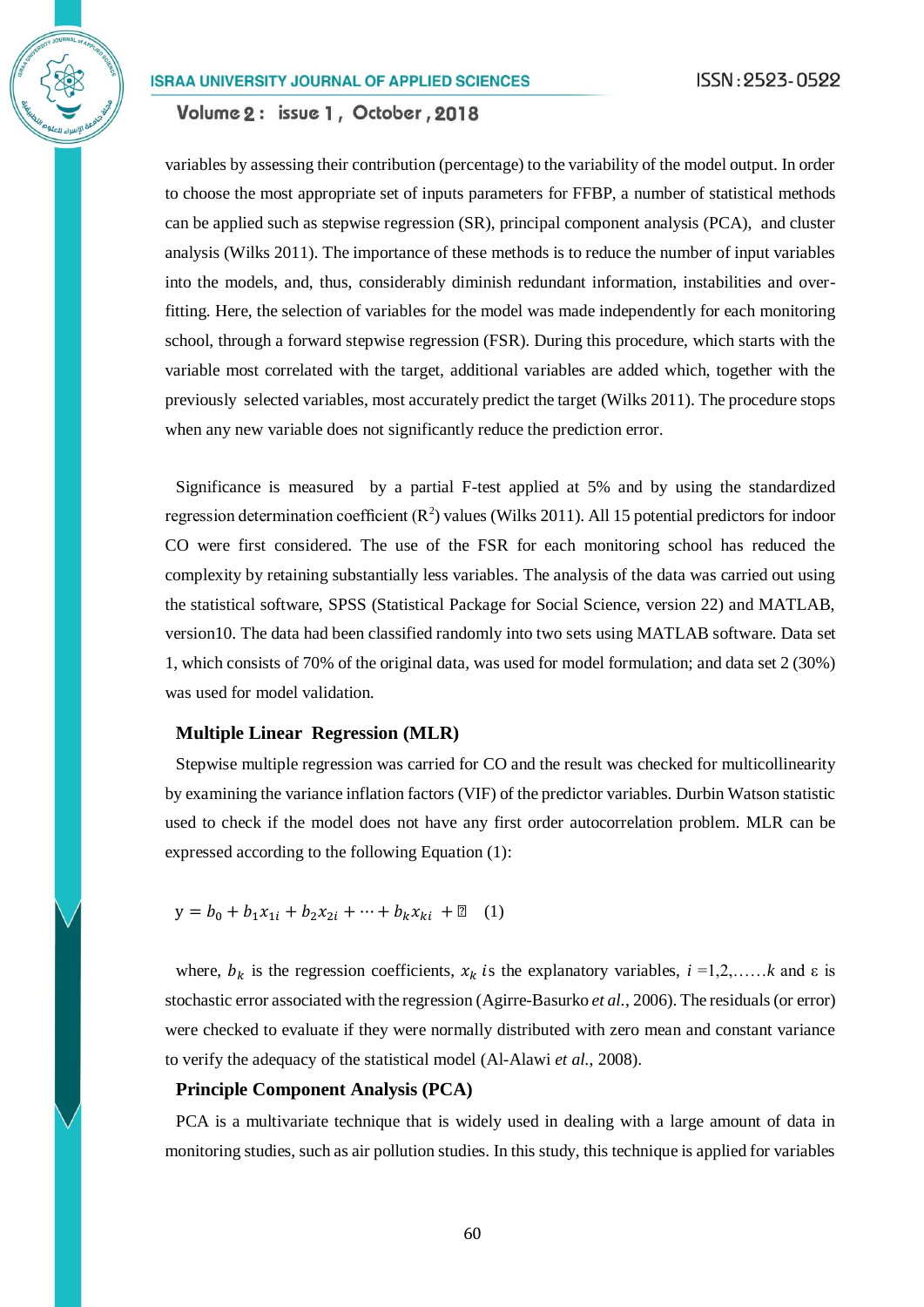variables by assessing their contribution (percentage) to the variability of the model output. In order to choose the most appropriate set of inputs parameters for FFBP, a number of statistical methods can be applied such as stepwise regression (SR), principal component analysis (PCA), and cluster analysis (Wilks 2011). The importance of these methods is to reduce the number of input variables into the models, and, thus, considerably diminish redundant information, instabilities and over-fitting. Here, the selection of variables for the model was made independently for each monitoring school, through a forward stepwise regression (FSR). During this procedure, which starts with the variable most correlated with the target, additional variables are added which, together with the previously selected variables, most accurately predict the target (Wilks 2011). The procedure stops when any new variable does not significantly reduce the prediction error.

Significance is measured by a partial F-test applied at 5% and by using the standardized regression determination coefficient ($R^2$) values (Wilks 2011). All 15 potential predictors for indoor CO were first considered. The use of the FSR for each monitoring school has reduced the complexity by retaining substantially less variables. The analysis of the data was carried out using the statistical software, SPSS (Statistical Package for Social Science, version 22) and MATLAB, version10. The data had been classified randomly into two sets using MATLAB software. Data set 1, which consists of 70% of the original data, was used for model formulation; and data set 2 (30%) was used for model validation.

## Multiple Linear Regression (MLR)

Stepwise multiple regression was carried for CO and the result was checked for multicollinearity by examining the variance inflation factors (VIF) of the predictor variables. Durbin Watson statistic used to check if the model does not have any first order autocorrelation problem. MLR can be expressed according to the following Equation (1):

$$y = b_0 + b_1 x_{1i} + b_2 x_{2i} + \cdots + b_k x_{ki} + \varepsilon \quad (1)$$

where, $b_k$ is the regression coefficients, $x_k$ *i*s the explanatory variables, $i$ =1,2,……$k$ and ε is stochastic error associated with the regression (Agirre-Basurko *et al.*, 2006). The residuals (or error) were checked to evaluate if they were normally distributed with zero mean and constant variance to verify the adequacy of the statistical model (Al-Alawi *et al.*, 2008).

## Principle Component Analysis (PCA)

PCA is a multivariate technique that is widely used in dealing with a large amount of data in monitoring studies, such as air pollution studies. In this study, this technique is applied for variables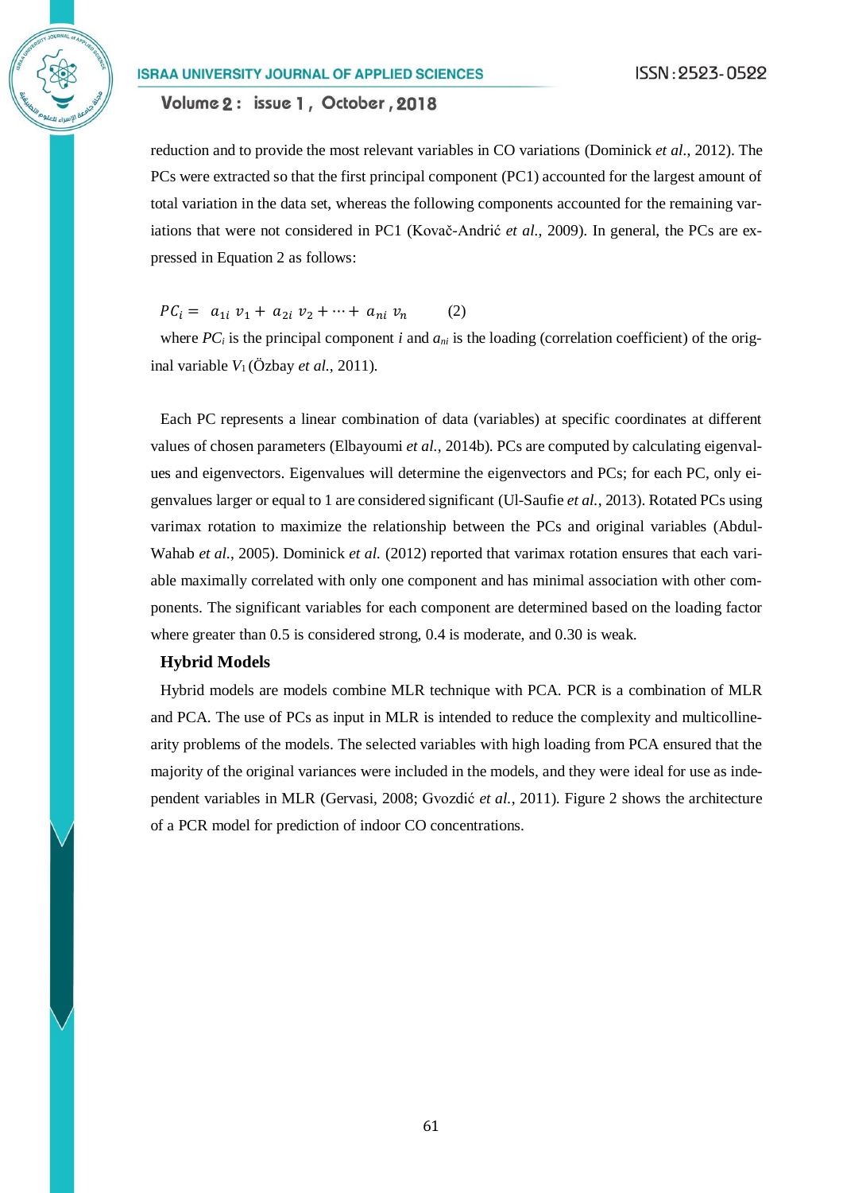reduction and to provide the most relevant variables in CO variations (Dominick *et al.*, 2012). The PCs were extracted so that the first principal component (PC1) accounted for the largest amount of total variation in the data set, whereas the following components accounted for the remaining variations that were not considered in PC1 (Kovač-Andrić *et al.*, 2009). In general, the PCs are expressed in Equation 2 as follows:

$$PC_i = a_{1i}\,v_1 + a_{2i}\,v_2 + \cdots + a_{ni}\,v_n \qquad (2)$$

where $PC_i$ is the principal component $i$ and $a_{ni}$ is the loading (correlation coefficient) of the original variable $V_1$ (Özbay *et al.*, 2011).

Each PC represents a linear combination of data (variables) at specific coordinates at different values of chosen parameters (Elbayoumi *et al.*, 2014b). PCs are computed by calculating eigenvalues and eigenvectors. Eigenvalues will determine the eigenvectors and PCs; for each PC, only eigenvalues larger or equal to 1 are considered significant (Ul-Saufie *et al.*, 2013). Rotated PCs using varimax rotation to maximize the relationship between the PCs and original variables (Abdul-Wahab *et al.*, 2005). Dominick *et al.* (2012) reported that varimax rotation ensures that each variable maximally correlated with only one component and has minimal association with other components. The significant variables for each component are determined based on the loading factor where greater than 0.5 is considered strong, 0.4 is moderate, and 0.30 is weak.

### Hybrid Models

Hybrid models are models combine MLR technique with PCA. PCR is a combination of MLR and PCA. The use of PCs as input in MLR is intended to reduce the complexity and multicollinearity problems of the models. The selected variables with high loading from PCA ensured that the majority of the original variances were included in the models, and they were ideal for use as independent variables in MLR (Gervasi, 2008; Gvozdić *et al.*, 2011). Figure 2 shows the architecture of a PCR model for prediction of indoor CO concentrations.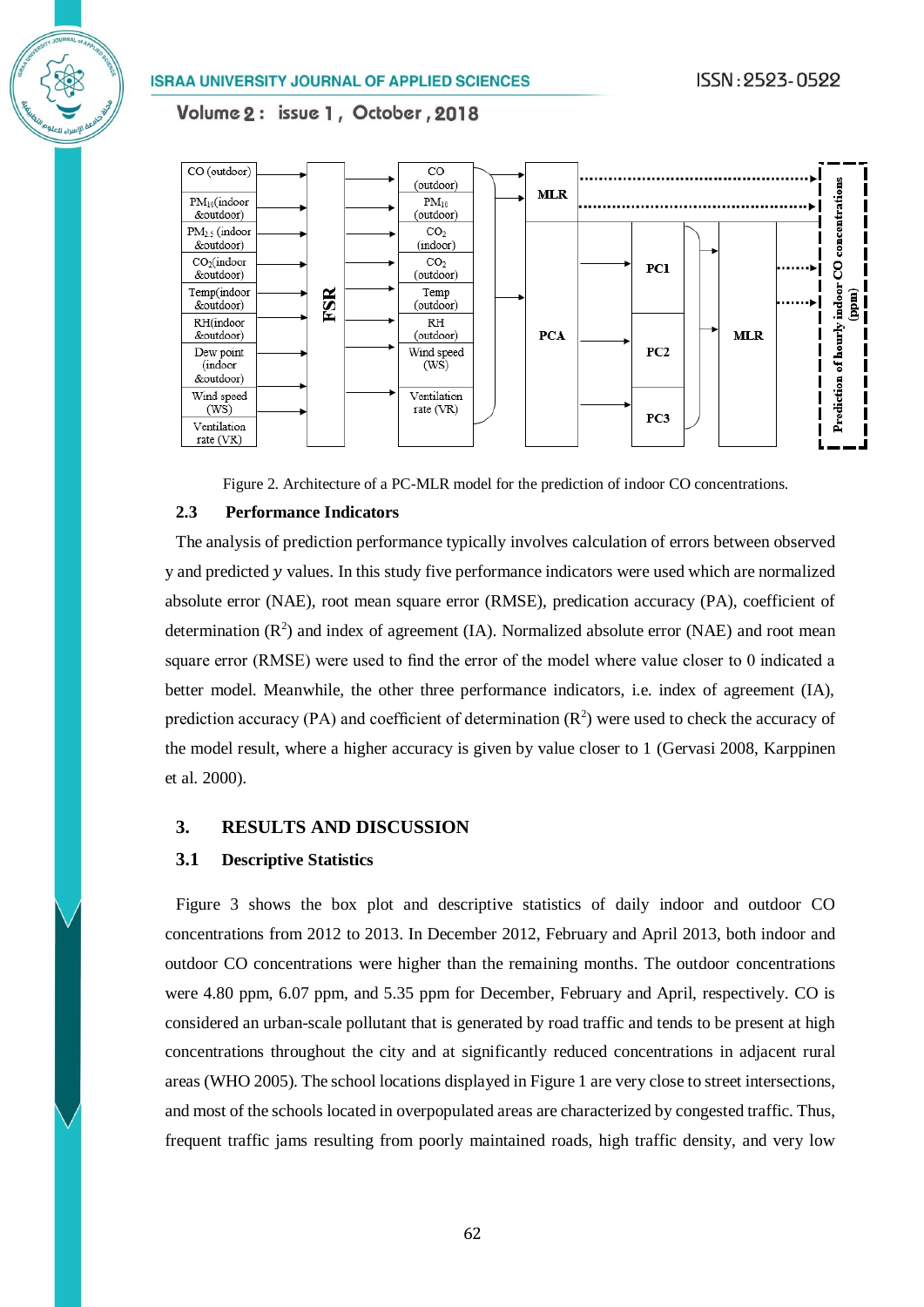Figure 2. Architecture of a PC-MLR model for the prediction of indoor CO concentrations.

### 2.3 Performance Indicators

The analysis of prediction performance typically involves calculation of errors between observed y and predicted $y$ values. In this study five performance indicators were used which are normalized absolute error (NAE), root mean square error (RMSE), predication accuracy (PA), coefficient of determination ($R^2$) and index of agreement (IA). Normalized absolute error (NAE) and root mean square error (RMSE) were used to find the error of the model where value closer to 0 indicated a better model. Meanwhile, the other three performance indicators, i.e. index of agreement (IA), prediction accuracy (PA) and coefficient of determination ($R^2$) were used to check the accuracy of the model result, where a higher accuracy is given by value closer to 1 (Gervasi 2008, Karppinen et al. 2000).

## 3. RESULTS AND DISCUSSION

### 3.1 Descriptive Statistics

Figure 3 shows the box plot and descriptive statistics of daily indoor and outdoor CO concentrations from 2012 to 2013. In December 2012, February and April 2013, both indoor and outdoor CO concentrations were higher than the remaining months. The outdoor concentrations were 4.80 ppm, 6.07 ppm, and 5.35 ppm for December, February and April, respectively. CO is considered an urban-scale pollutant that is generated by road traffic and tends to be present at high concentrations throughout the city and at significantly reduced concentrations in adjacent rural areas (WHO 2005). The school locations displayed in Figure 1 are very close to street intersections, and most of the schools located in overpopulated areas are characterized by congested traffic. Thus, frequent traffic jams resulting from poorly maintained roads, high traffic density, and very low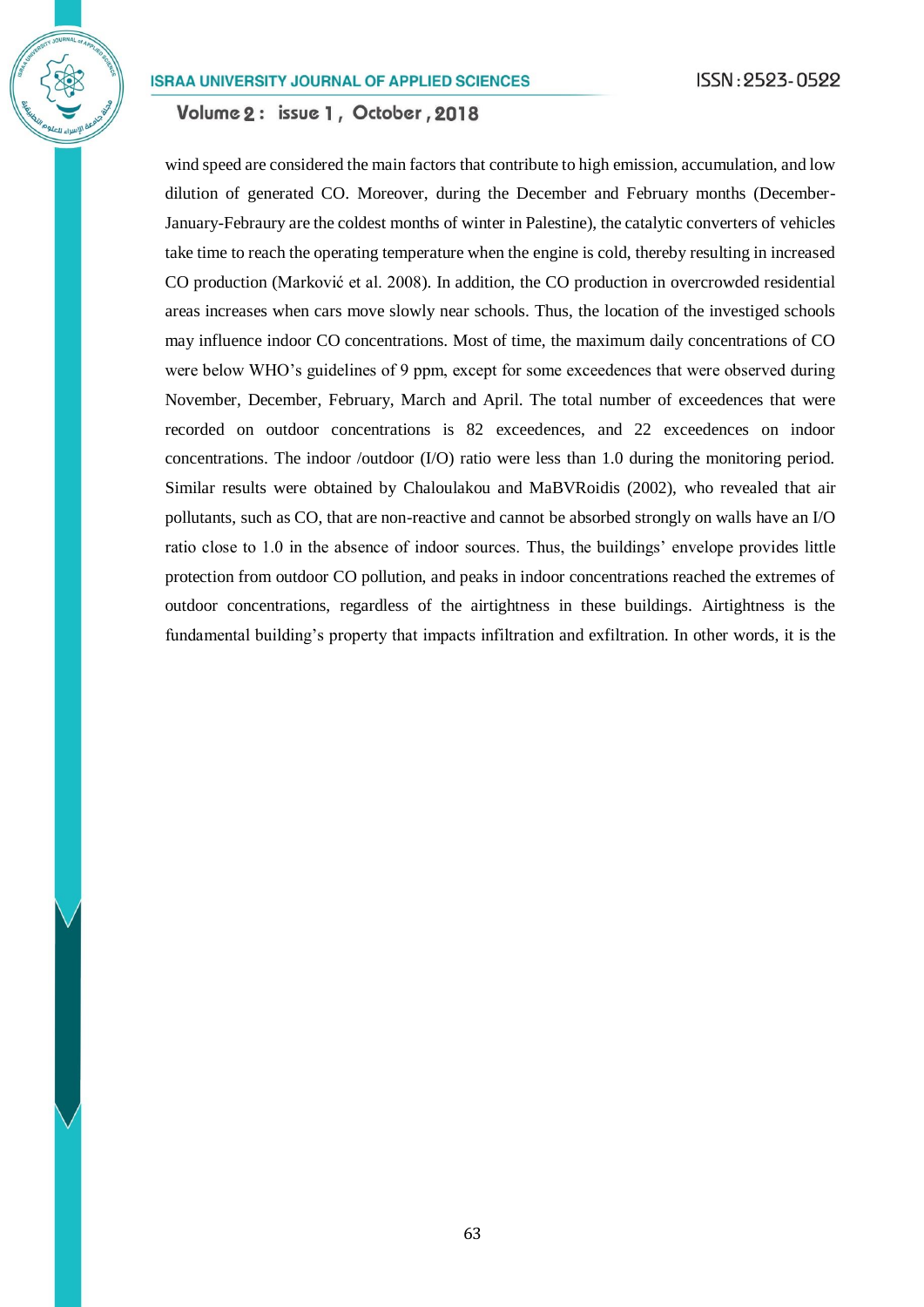wind speed are considered the main factors that contribute to high emission, accumulation, and low dilution of generated CO. Moreover, during the December and February months (December-January-Febraury are the coldest months of winter in Palestine), the catalytic converters of vehicles take time to reach the operating temperature when the engine is cold, thereby resulting in increased CO production (Marković et al. 2008). In addition, the CO production in overcrowded residential areas increases when cars move slowly near schools. Thus, the location of the investiged schools may influence indoor CO concentrations. Most of time, the maximum daily concentrations of CO were below WHO's guidelines of 9 ppm, except for some exceedences that were observed during November, December, February, March and April. The total number of exceedences that were recorded on outdoor concentrations is 82 exceedences, and 22 exceedences on indoor concentrations. The indoor /outdoor (I/O) ratio were less than 1.0 during the monitoring period. Similar results were obtained by Chaloulakou and MaBVRoidis (2002), who revealed that air pollutants, such as CO, that are non-reactive and cannot be absorbed strongly on walls have an I/O ratio close to 1.0 in the absence of indoor sources. Thus, the buildings' envelope provides little protection from outdoor CO pollution, and peaks in indoor concentrations reached the extremes of outdoor concentrations, regardless of the airtightness in these buildings. Airtightness is the fundamental building's property that impacts infiltration and exfiltration. In other words, it is the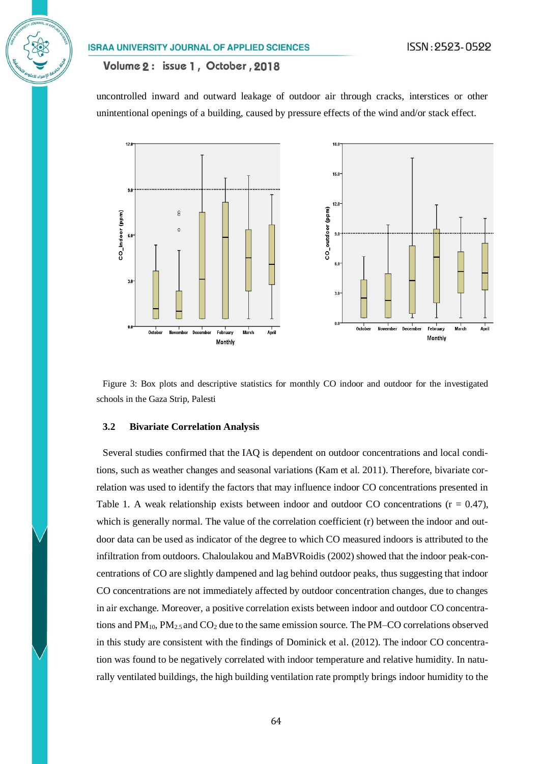uncontrolled inward and outward leakage of outdoor air through cracks, interstices or other unintentional openings of a building, caused by pressure effects of the wind and/or stack effect.

Figure 3: Box plots and descriptive statistics for monthly CO indoor and outdoor for the investigated schools in the Gaza Strip, Palesti

### 3.2 Bivariate Correlation Analysis

Several studies confirmed that the IAQ is dependent on outdoor concentrations and local conditions, such as weather changes and seasonal variations (Kam et al. 2011). Therefore, bivariate correlation was used to identify the factors that may influence indoor CO concentrations presented in Table 1. A weak relationship exists between indoor and outdoor CO concentrations ($r = 0.47$), which is generally normal. The value of the correlation coefficient (r) between the indoor and outdoor data can be used as indicator of the degree to which CO measured indoors is attributed to the infiltration from outdoors. Chaloulakou and MaBVRoidis (2002) showed that the indoor peak-concentrations of CO are slightly dampened and lag behind outdoor peaks, thus suggesting that indoor CO concentrations are not immediately affected by outdoor concentration changes, due to changes in air exchange. Moreover, a positive correlation exists between indoor and outdoor CO concentrations and $PM_{10}$, $PM_{2.5}$ and $CO_2$ due to the same emission source. The PM–CO correlations observed in this study are consistent with the findings of Dominick et al. (2012). The indoor CO concentration was found to be negatively correlated with indoor temperature and relative humidity. In naturally ventilated buildings, the high building ventilation rate promptly brings indoor humidity to the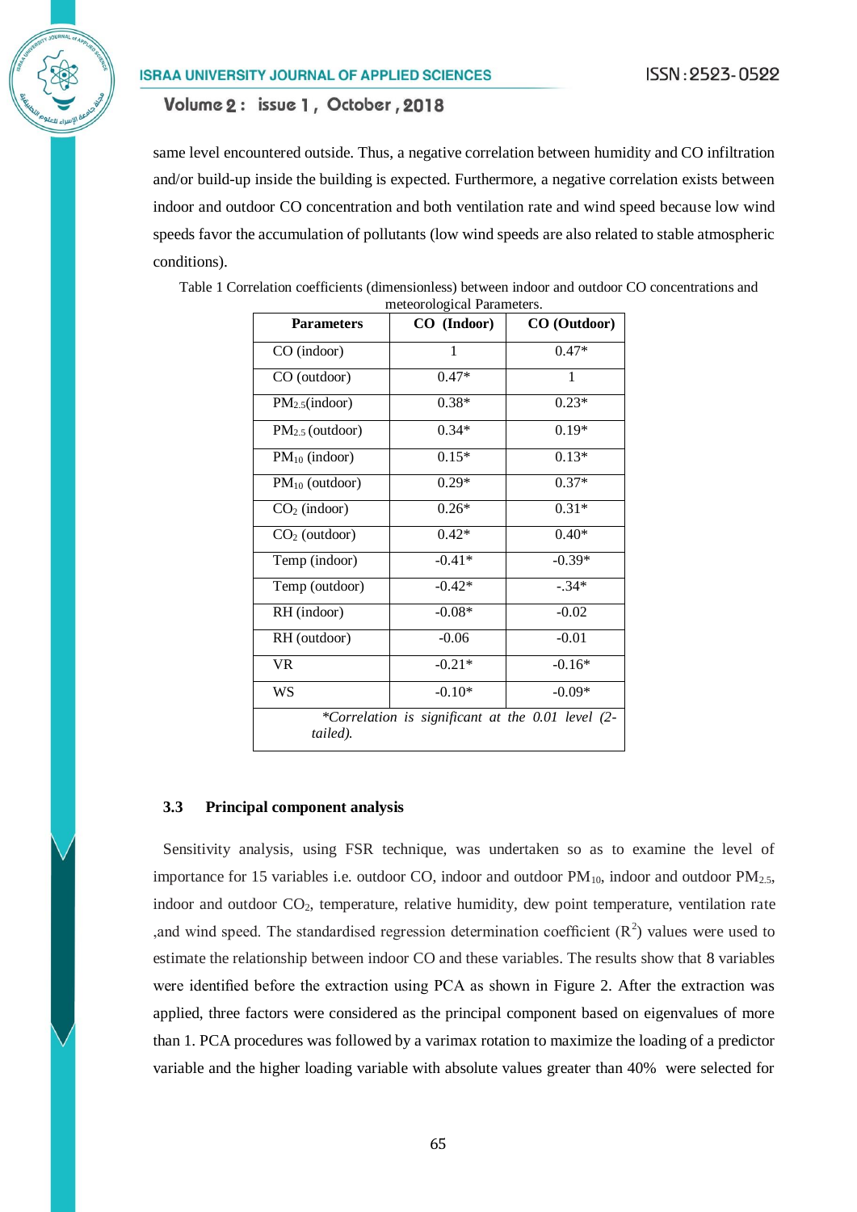same level encountered outside. Thus, a negative correlation between humidity and CO infiltration and/or build-up inside the building is expected. Furthermore, a negative correlation exists between indoor and outdoor CO concentration and both ventilation rate and wind speed because low wind speeds favor the accumulation of pollutants (low wind speeds are also related to stable atmospheric conditions).

Table 1 Correlation coefficients (dimensionless) between indoor and outdoor CO concentrations and meteorological Parameters.

| Parameters | CO (Indoor) | CO (Outdoor) |
|---|---|---|
| CO (indoor) | 1 | 0.47* |
| CO (outdoor) | 0.47* | 1 |
| $PM_{2.5}$(indoor) | 0.38* | 0.23* |
| $PM_{2.5}$ (outdoor) | 0.34* | 0.19* |
| $PM_{10}$ (indoor) | 0.15* | 0.13* |
| $PM_{10}$ (outdoor) | 0.29* | 0.37* |
| $CO_2$ (indoor) | 0.26* | 0.31* |
| $CO_2$ (outdoor) | 0.42* | 0.40* |
| Temp (indoor) | -0.41* | -0.39* |
| Temp (outdoor) | -0.42* | -.34* |
| RH (indoor) | -0.08* | -0.02 |
| RH (outdoor) | -0.06 | -0.01 |
| VR | -0.21* | -0.16* |
| WS | -0.10* | -0.09* |
| *\*Correlation is significant at the 0.01 level (2-tailed).* | | |

### 3.3 Principal component analysis

Sensitivity analysis, using FSR technique, was undertaken so as to examine the level of importance for 15 variables i.e. outdoor CO, indoor and outdoor $PM_{10}$, indoor and outdoor $PM_{2.5}$, indoor and outdoor $CO_2$, temperature, relative humidity, dew point temperature, ventilation rate ,and wind speed. The standardised regression determination coefficient ($R^2$) values were used to estimate the relationship between indoor CO and these variables. The results show that 8 variables were identified before the extraction using PCA as shown in Figure 2. After the extraction was applied, three factors were considered as the principal component based on eigenvalues of more than 1. PCA procedures was followed by a varimax rotation to maximize the loading of a predictor variable and the higher loading variable with absolute values greater than 40% were selected for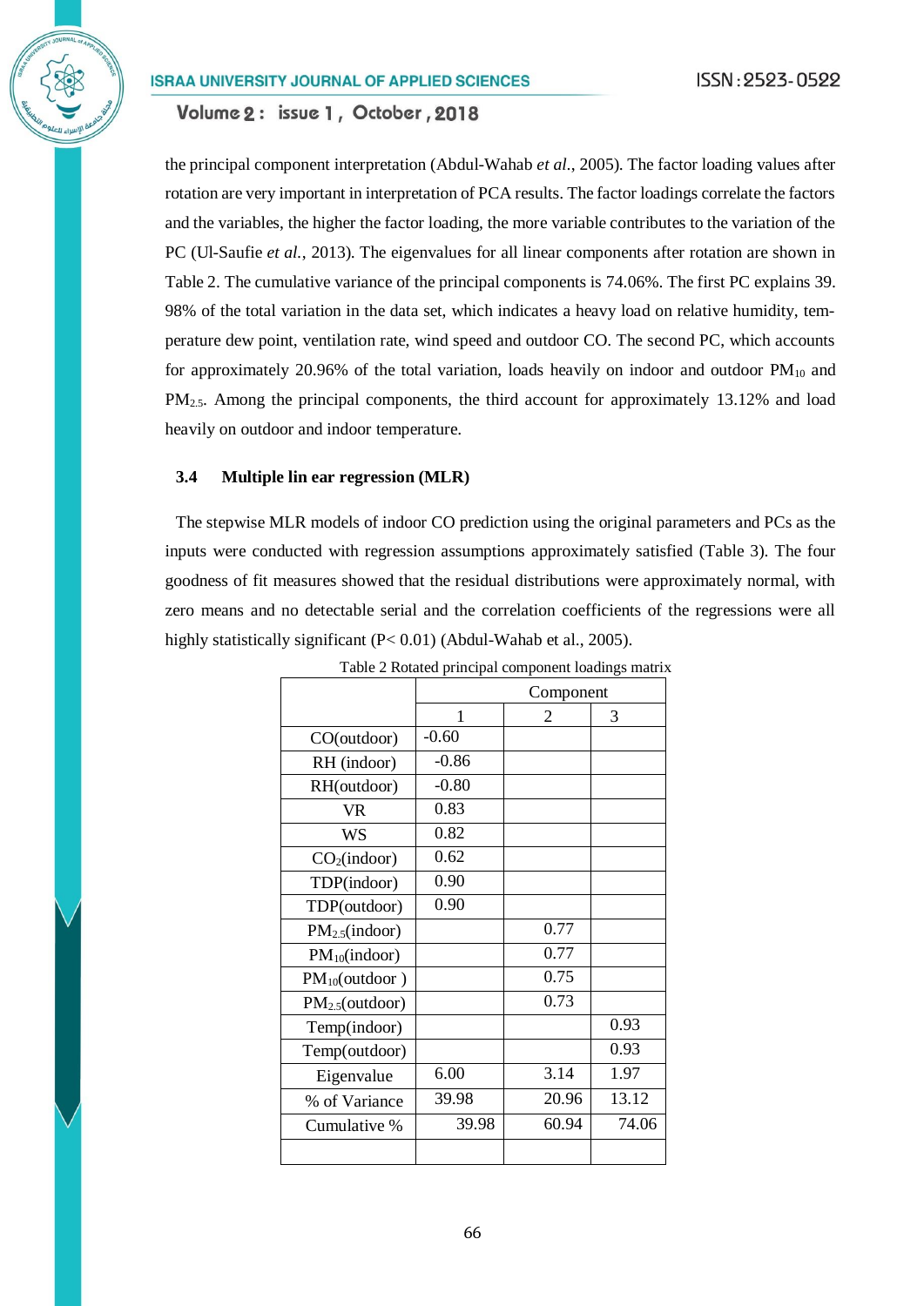the principal component interpretation (Abdul-Wahab *et al.*, 2005). The factor loading values after rotation are very important in interpretation of PCA results. The factor loadings correlate the factors and the variables, the higher the factor loading, the more variable contributes to the variation of the PC (Ul-Saufie *et al.*, 2013). The eigenvalues for all linear components after rotation are shown in Table 2. The cumulative variance of the principal components is 74.06%. The first PC explains 39. 98% of the total variation in the data set, which indicates a heavy load on relative humidity, temperature dew point, ventilation rate, wind speed and outdoor CO. The second PC, which accounts for approximately 20.96% of the total variation, loads heavily on indoor and outdoor $PM_{10}$ and $PM_{2.5}$. Among the principal components, the third account for approximately 13.12% and load heavily on outdoor and indoor temperature.

### 3.4 Multiple lin ear regression (MLR)

The stepwise MLR models of indoor CO prediction using the original parameters and PCs as the inputs were conducted with regression assumptions approximately satisfied (Table 3). The four goodness of fit measures showed that the residual distributions were approximately normal, with zero means and no detectable serial and the correlation coefficients of the regressions were all highly statistically significant (P< 0.01) (Abdul-Wahab et al., 2005).

Table 2 Rotated principal component loadings matrix

| | Component | | |
|---|---|---|---|
| | 1 | 2 | 3 |
| CO(outdoor) | -0.60 | | |
| RH (indoor) | -0.86 | | |
| RH(outdoor) | -0.80 | | |
| VR | 0.83 | | |
| WS | 0.82 | | |
| $CO_2$(indoor) | 0.62 | | |
| TDP(indoor) | 0.90 | | |
| TDP(outdoor) | 0.90 | | |
| $PM_{2.5}$(indoor) | | 0.77 | |
| $PM_{10}$(indoor) | | 0.77 | |
| $PM_{10}$(outdoor ) | | 0.75 | |
| $PM_{2.5}$(outdoor) | | 0.73 | |
| Temp(indoor) | | | 0.93 |
| Temp(outdoor) | | | 0.93 |
| Eigenvalue | 6.00 | 3.14 | 1.97 |
| % of Variance | 39.98 | 20.96 | 13.12 |
| Cumulative % | 39.98 | 60.94 | 74.06 |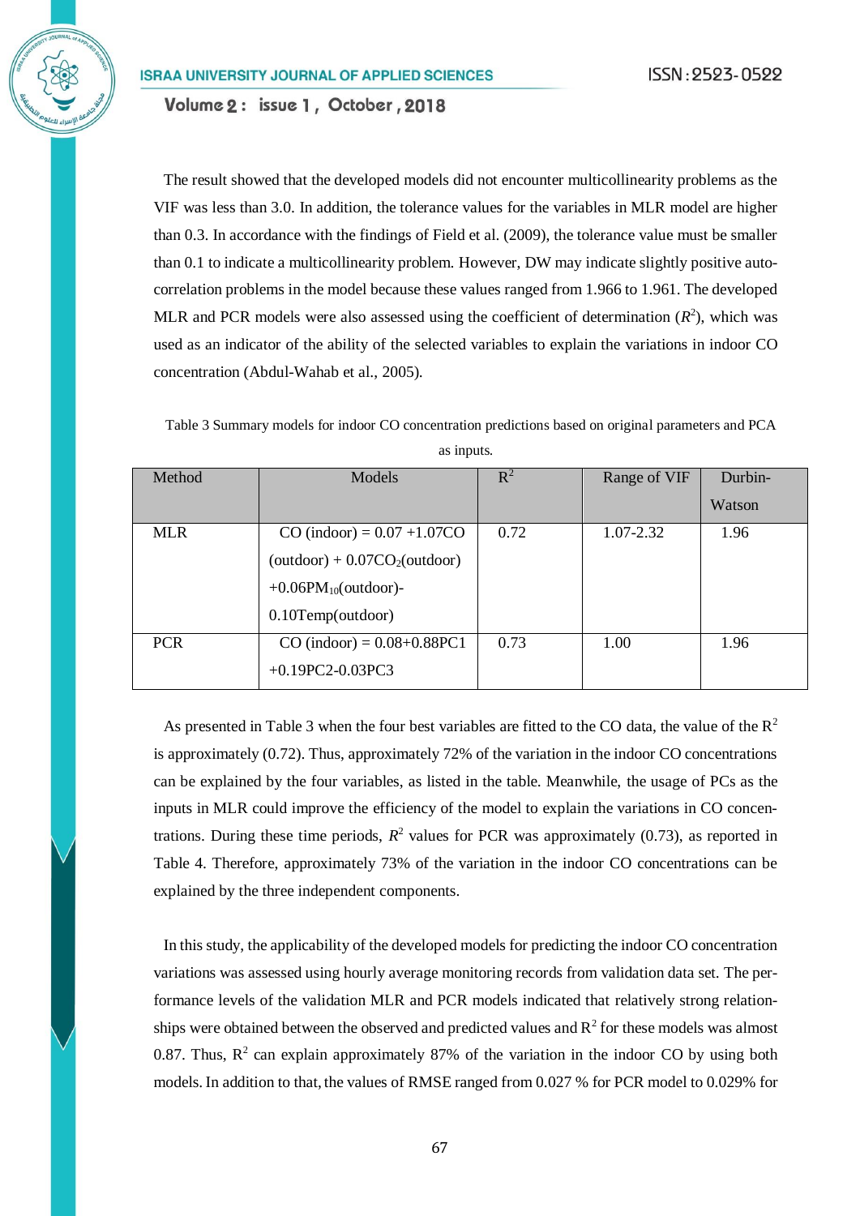The result showed that the developed models did not encounter multicollinearity problems as the VIF was less than 3.0. In addition, the tolerance values for the variables in MLR model are higher than 0.3. In accordance with the findings of Field et al. (2009), the tolerance value must be smaller than 0.1 to indicate a multicollinearity problem. However, DW may indicate slightly positive auto-correlation problems in the model because these values ranged from 1.966 to 1.961. The developed MLR and PCR models were also assessed using the coefficient of determination ($R^2$), which was used as an indicator of the ability of the selected variables to explain the variations in indoor CO concentration (Abdul-Wahab et al., 2005).

Table 3 Summary models for indoor CO concentration predictions based on original parameters and PCA as inputs.

| Method | Models | $R^2$ | Range of VIF | Durbin-Watson |
|---|---|---|---|---|
| MLR | CO (indoor) = 0.07 +1.07CO (outdoor) + 0.07$CO_2$(outdoor) +0.06$PM_{10}$(outdoor)-0.10Temp(outdoor) | 0.72 | 1.07-2.32 | 1.96 |
| PCR | CO (indoor) = 0.08+0.88PC1 +0.19PC2-0.03PC3 | 0.73 | 1.00 | 1.96 |

As presented in Table 3 when the four best variables are fitted to the CO data, the value of the $R^2$ is approximately (0.72). Thus, approximately 72% of the variation in the indoor CO concentrations can be explained by the four variables, as listed in the table. Meanwhile, the usage of PCs as the inputs in MLR could improve the efficiency of the model to explain the variations in CO concentrations. During these time periods, $R^2$ values for PCR was approximately (0.73), as reported in Table 4. Therefore, approximately 73% of the variation in the indoor CO concentrations can be explained by the three independent components.

In this study, the applicability of the developed models for predicting the indoor CO concentration variations was assessed using hourly average monitoring records from validation data set. The performance levels of the validation MLR and PCR models indicated that relatively strong relationships were obtained between the observed and predicted values and $R^2$ for these models was almost 0.87. Thus, $R^2$ can explain approximately 87% of the variation in the indoor CO by using both models. In addition to that, the values of RMSE ranged from 0.027 % for PCR model to 0.029% for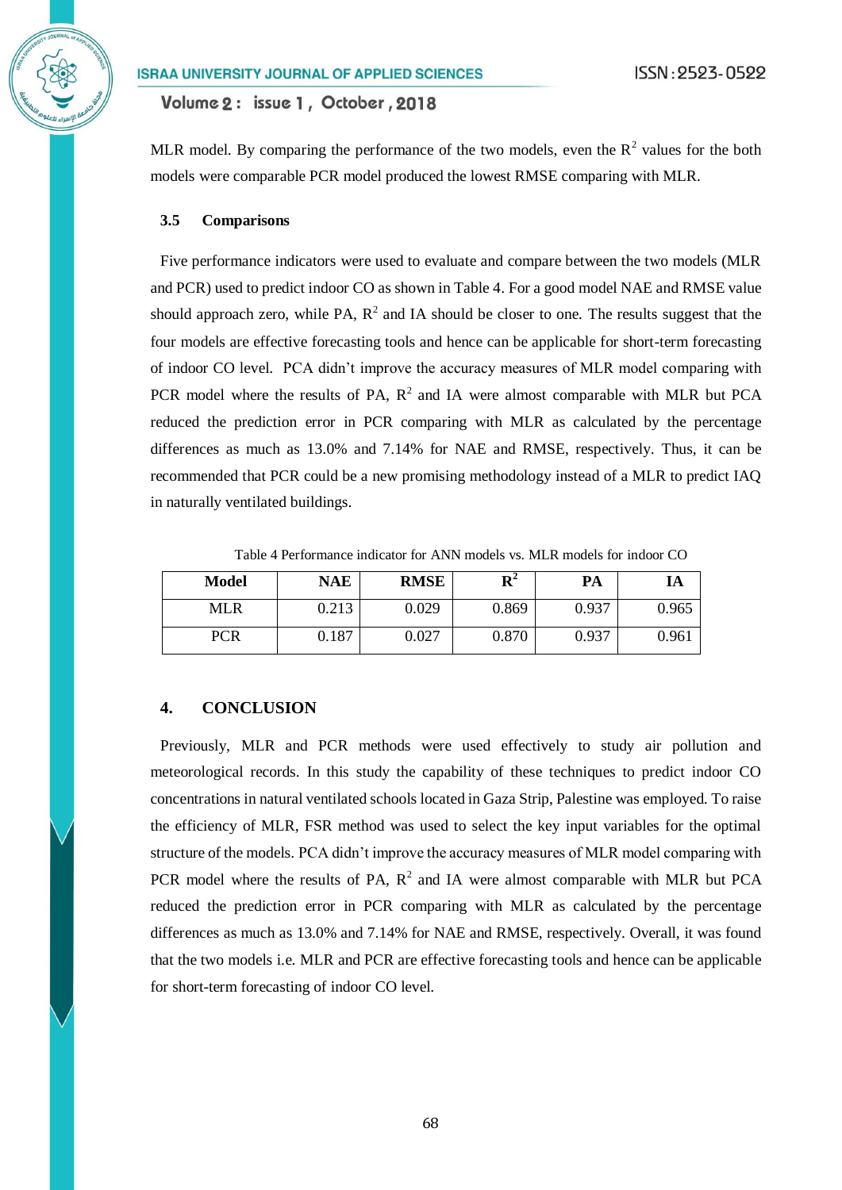MLR model. By comparing the performance of the two models, even the $R^2$ values for the both models were comparable PCR model produced the lowest RMSE comparing with MLR.

### 3.5 Comparisons

Five performance indicators were used to evaluate and compare between the two models (MLR and PCR) used to predict indoor CO as shown in Table 4. For a good model NAE and RMSE value should approach zero, while PA, $R^2$ and IA should be closer to one. The results suggest that the four models are effective forecasting tools and hence can be applicable for short-term forecasting of indoor CO level. PCA didn't improve the accuracy measures of MLR model comparing with PCR model where the results of PA, $R^2$ and IA were almost comparable with MLR but PCA reduced the prediction error in PCR comparing with MLR as calculated by the percentage differences as much as 13.0% and 7.14% for NAE and RMSE, respectively. Thus, it can be recommended that PCR could be a new promising methodology instead of a MLR to predict IAQ in naturally ventilated buildings.

Table 4 Performance indicator for ANN models vs. MLR models for indoor CO

| Model | NAE | RMSE | $R^2$ | PA | IA |
|---|---|---|---|---|---|
| MLR | 0.213 | 0.029 | 0.869 | 0.937 | 0.965 |
| PCR | 0.187 | 0.027 | 0.870 | 0.937 | 0.961 |

## 4. CONCLUSION

Previously, MLR and PCR methods were used effectively to study air pollution and meteorological records. In this study the capability of these techniques to predict indoor CO concentrations in natural ventilated schools located in Gaza Strip, Palestine was employed. To raise the efficiency of MLR, FSR method was used to select the key input variables for the optimal structure of the models. PCA didn't improve the accuracy measures of MLR model comparing with PCR model where the results of PA, $R^2$ and IA were almost comparable with MLR but PCA reduced the prediction error in PCR comparing with MLR as calculated by the percentage differences as much as 13.0% and 7.14% for NAE and RMSE, respectively. Overall, it was found that the two models i.e. MLR and PCR are effective forecasting tools and hence can be applicable for short-term forecasting of indoor CO level.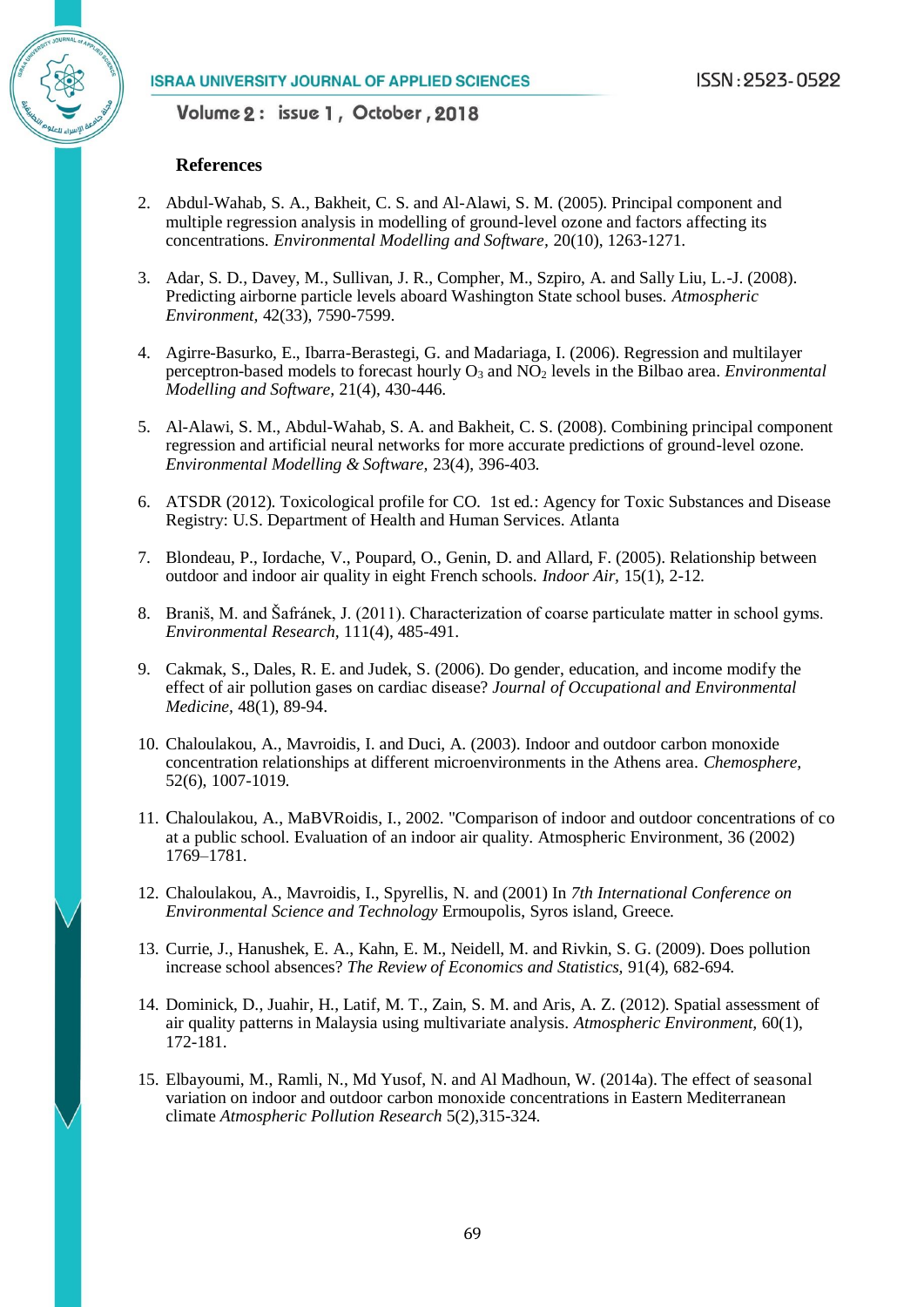## References

2. Abdul-Wahab, S. A., Bakheit, C. S. and Al-Alawi, S. M. (2005). Principal component and multiple regression analysis in modelling of ground-level ozone and factors affecting its concentrations. *Environmental Modelling and Software*, 20(10), 1263-1271.

3. Adar, S. D., Davey, M., Sullivan, J. R., Compher, M., Szpiro, A. and Sally Liu, L.-J. (2008). Predicting airborne particle levels aboard Washington State school buses. *Atmospheric Environment*, 42(33), 7590-7599.

4. Agirre-Basurko, E., Ibarra-Berastegi, G. and Madariaga, I. (2006). Regression and multilayer perceptron-based models to forecast hourly $O_3$ and $NO_2$ levels in the Bilbao area. *Environmental Modelling and Software*, 21(4), 430-446.

5. Al-Alawi, S. M., Abdul-Wahab, S. A. and Bakheit, C. S. (2008). Combining principal component regression and artificial neural networks for more accurate predictions of ground-level ozone. *Environmental Modelling & Software*, 23(4), 396-403.

6. ATSDR (2012). Toxicological profile for CO. 1st ed.: Agency for Toxic Substances and Disease Registry: U.S. Department of Health and Human Services. Atlanta

7. Blondeau, P., Iordache, V., Poupard, O., Genin, D. and Allard, F. (2005). Relationship between outdoor and indoor air quality in eight French schools. *Indoor Air*, 15(1), 2-12.

8. Braniš, M. and Šafránek, J. (2011). Characterization of coarse particulate matter in school gyms. *Environmental Research*, 111(4), 485-491.

9. Cakmak, S., Dales, R. E. and Judek, S. (2006). Do gender, education, and income modify the effect of air pollution gases on cardiac disease? *Journal of Occupational and Environmental Medicine*, 48(1), 89-94.

10. Chaloulakou, A., Mavroidis, I. and Duci, A. (2003). Indoor and outdoor carbon monoxide concentration relationships at different microenvironments in the Athens area. *Chemosphere*, 52(6), 1007-1019.

11. Chaloulakou, A., MaBVRoidis, I., 2002. "Comparison of indoor and outdoor concentrations of co at a public school. Evaluation of an indoor air quality. Atmospheric Environment, 36 (2002) 1769–1781.

12. Chaloulakou, A., Mavroidis, I., Spyrellis, N. and (2001) In *7th International Conference on Environmental Science and Technology* Ermoupolis, Syros island, Greece.

13. Currie, J., Hanushek, E. A., Kahn, E. M., Neidell, M. and Rivkin, S. G. (2009). Does pollution increase school absences? *The Review of Economics and Statistics*, 91(4), 682-694.

14. Dominick, D., Juahir, H., Latif, M. T., Zain, S. M. and Aris, A. Z. (2012). Spatial assessment of air quality patterns in Malaysia using multivariate analysis. *Atmospheric Environment*, 60(1), 172-181.

15. Elbayoumi, M., Ramli, N., Md Yusof, N. and Al Madhoun, W. (2014a). The effect of seasonal variation on indoor and outdoor carbon monoxide concentrations in Eastern Mediterranean climate *Atmospheric Pollution Research* 5(2),315-324.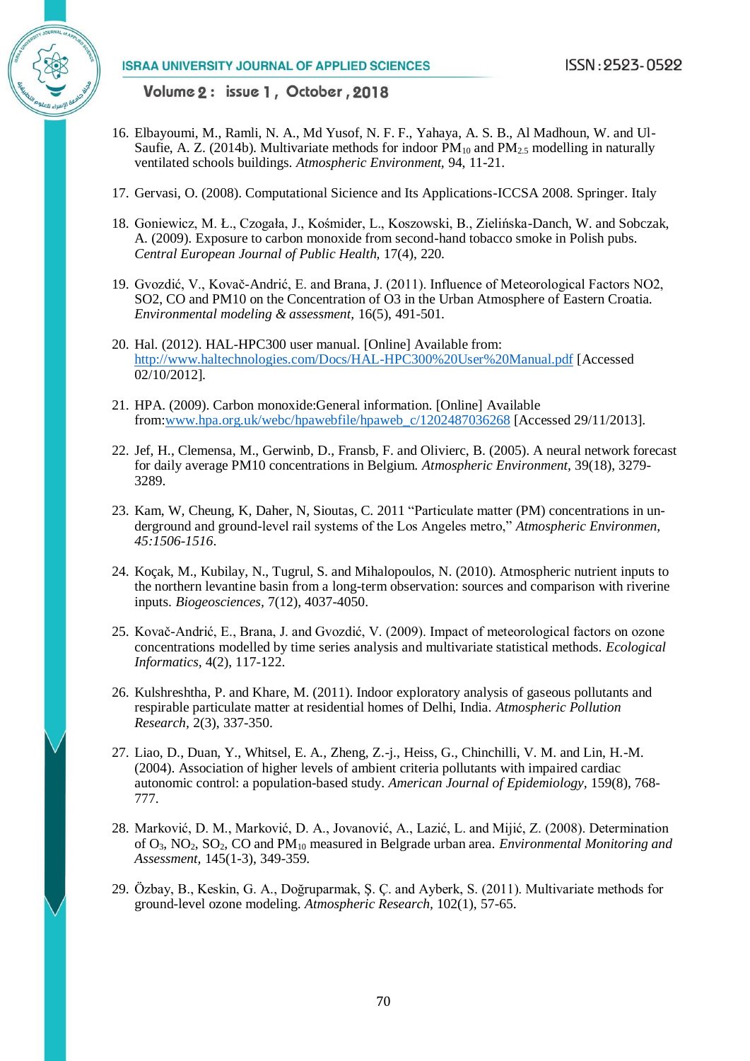16. Elbayoumi, M., Ramli, N. A., Md Yusof, N. F. F., Yahaya, A. S. B., Al Madhoun, W. and Ul-Saufie, A. Z. (2014b). Multivariate methods for indoor $PM_{10}$ and $PM_{2.5}$ modelling in naturally ventilated schools buildings. *Atmospheric Environment*, 94, 11-21.

17. Gervasi, O. (2008). Computational Sicience and Its Applications-ICCSA 2008. Springer. Italy

18. Goniewicz, M. Ł., Czogała, J., Kośmider, L., Koszowski, B., Zielińska-Danch, W. and Sobczak, A. (2009). Exposure to carbon monoxide from second-hand tobacco smoke in Polish pubs. *Central European Journal of Public Health*, 17(4), 220.

19. Gvozdić, V., Kovač-Andrić, E. and Brana, J. (2011). Influence of Meteorological Factors NO2, SO2, CO and PM10 on the Concentration of O3 in the Urban Atmosphere of Eastern Croatia. *Environmental modeling & assessment*, 16(5), 491-501.

20. Hal. (2012). HAL-HPC300 user manual. [Online] Available from: http://www.haltechnologies.com/Docs/HAL-HPC300%20User%20Manual.pdf [Accessed 02/10/2012].

21. HPA. (2009). Carbon monoxide:General information. [Online] Available from:www.hpa.org.uk/webc/hpawebfile/hpaweb_c/1202487036268 [Accessed 29/11/2013].

22. Jef, H., Clemensa, M., Gerwinb, D., Fransb, F. and Olivierc, B. (2005). A neural network forecast for daily average PM10 concentrations in Belgium. *Atmospheric Environment*, 39(18), 3279-3289.

23. Kam, W, Cheung, K, Daher, N, Sioutas, C. 2011 "Particulate matter (PM) concentrations in underground and ground-level rail systems of the Los Angeles metro," *Atmospheric Environmen, 45:1506-1516*.

24. Koçak, M., Kubilay, N., Tugrul, S. and Mihalopoulos, N. (2010). Atmospheric nutrient inputs to the northern levantine basin from a long-term observation: sources and comparison with riverine inputs. *Biogeosciences*, 7(12), 4037-4050.

25. Kovač-Andrić, E., Brana, J. and Gvozdić, V. (2009). Impact of meteorological factors on ozone concentrations modelled by time series analysis and multivariate statistical methods. *Ecological Informatics*, 4(2), 117-122.

26. Kulshreshtha, P. and Khare, M. (2011). Indoor exploratory analysis of gaseous pollutants and respirable particulate matter at residential homes of Delhi, India. *Atmospheric Pollution Research*, 2(3), 337-350.

27. Liao, D., Duan, Y., Whitsel, E. A., Zheng, Z.-j., Heiss, G., Chinchilli, V. M. and Lin, H.-M. (2004). Association of higher levels of ambient criteria pollutants with impaired cardiac autonomic control: a population-based study. *American Journal of Epidemiology*, 159(8), 768-777.

28. Marković, D. M., Marković, D. A., Jovanović, A., Lazić, L. and Mijić, Z. (2008). Determination of $O_3$, $NO_2$, $SO_2$, CO and $PM_{10}$ measured in Belgrade urban area. *Environmental Monitoring and Assessment*, 145(1-3), 349-359.

29. Özbay, B., Keskin, G. A., Doğruparmak, Ş. Ç. and Ayberk, S. (2011). Multivariate methods for ground-level ozone modeling. *Atmospheric Research*, 102(1), 57-65.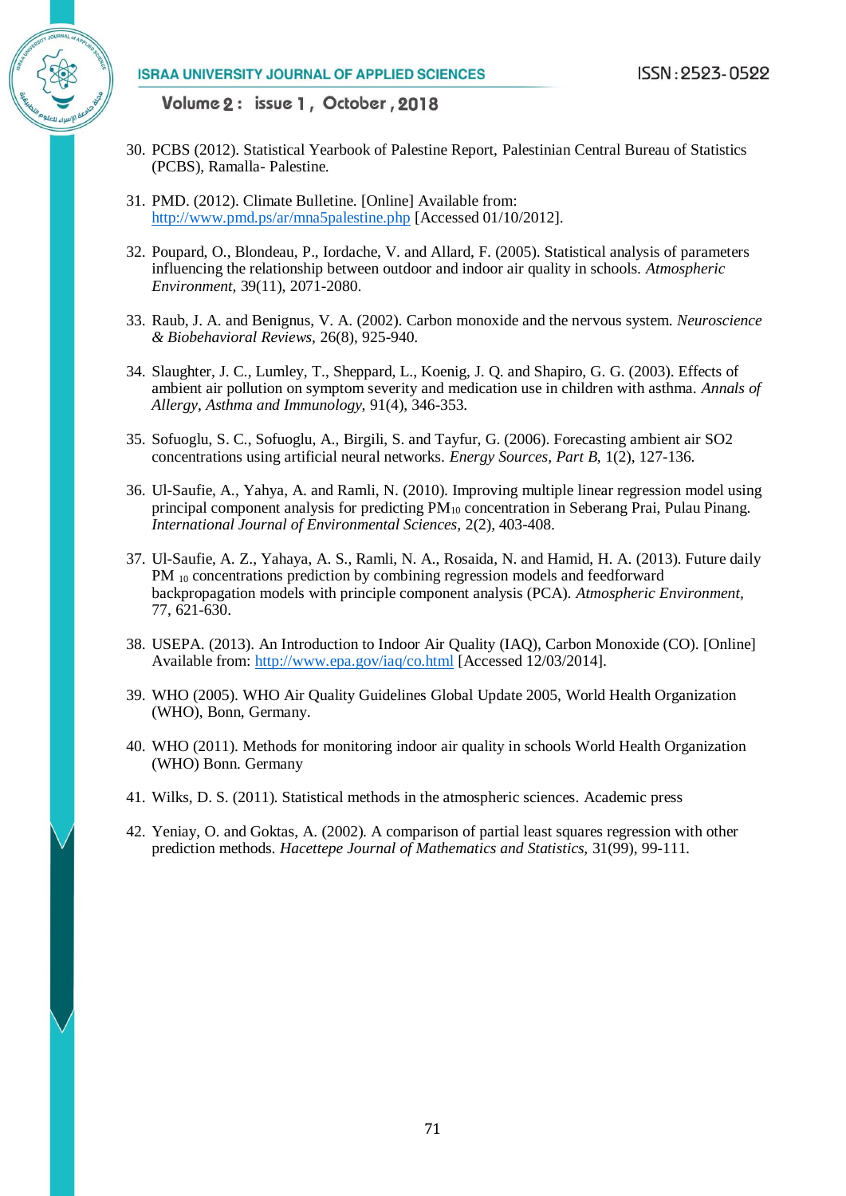30. PCBS (2012). Statistical Yearbook of Palestine Report, Palestinian Central Bureau of Statistics (PCBS), Ramalla- Palestine.

31. PMD. (2012). Climate Bulletine. [Online] Available from: http://www.pmd.ps/ar/mna5palestine.php [Accessed 01/10/2012].

32. Poupard, O., Blondeau, P., Iordache, V. and Allard, F. (2005). Statistical analysis of parameters influencing the relationship between outdoor and indoor air quality in schools. *Atmospheric Environment,* 39(11), 2071-2080.

33. Raub, J. A. and Benignus, V. A. (2002). Carbon monoxide and the nervous system. *Neuroscience & Biobehavioral Reviews,* 26(8), 925-940.

34. Slaughter, J. C., Lumley, T., Sheppard, L., Koenig, J. Q. and Shapiro, G. G. (2003). Effects of ambient air pollution on symptom severity and medication use in children with asthma. *Annals of Allergy, Asthma and Immunology,* 91(4), 346-353.

35. Sofuoglu, S. C., Sofuoglu, A., Birgili, S. and Tayfur, G. (2006). Forecasting ambient air SO2 concentrations using artificial neural networks. *Energy Sources, Part B,* 1(2), 127-136.

36. Ul-Saufie, A., Yahya, A. and Ramli, N. (2010). Improving multiple linear regression model using principal component analysis for predicting $PM_{10}$ concentration in Seberang Prai, Pulau Pinang. *International Journal of Environmental Sciences,* 2(2), 403-408.

37. Ul-Saufie, A. Z., Yahaya, A. S., Ramli, N. A., Rosaida, N. and Hamid, H. A. (2013). Future daily $PM_{10}$ concentrations prediction by combining regression models and feedforward backpropagation models with principle component analysis (PCA). *Atmospheric Environment,* 77, 621-630.

38. USEPA. (2013). An Introduction to Indoor Air Quality (IAQ), Carbon Monoxide (CO). [Online] Available from: http://www.epa.gov/iaq/co.html [Accessed 12/03/2014].

39. WHO (2005). WHO Air Quality Guidelines Global Update 2005, World Health Organization (WHO), Bonn, Germany.

40. WHO (2011). Methods for monitoring indoor air quality in schools World Health Organization (WHO) Bonn. Germany

41. Wilks, D. S. (2011). Statistical methods in the atmospheric sciences. Academic press

42. Yeniay, O. and Goktas, A. (2002). A comparison of partial least squares regression with other prediction methods. *Hacettepe Journal of Mathematics and Statistics,* 31(99), 99-111.